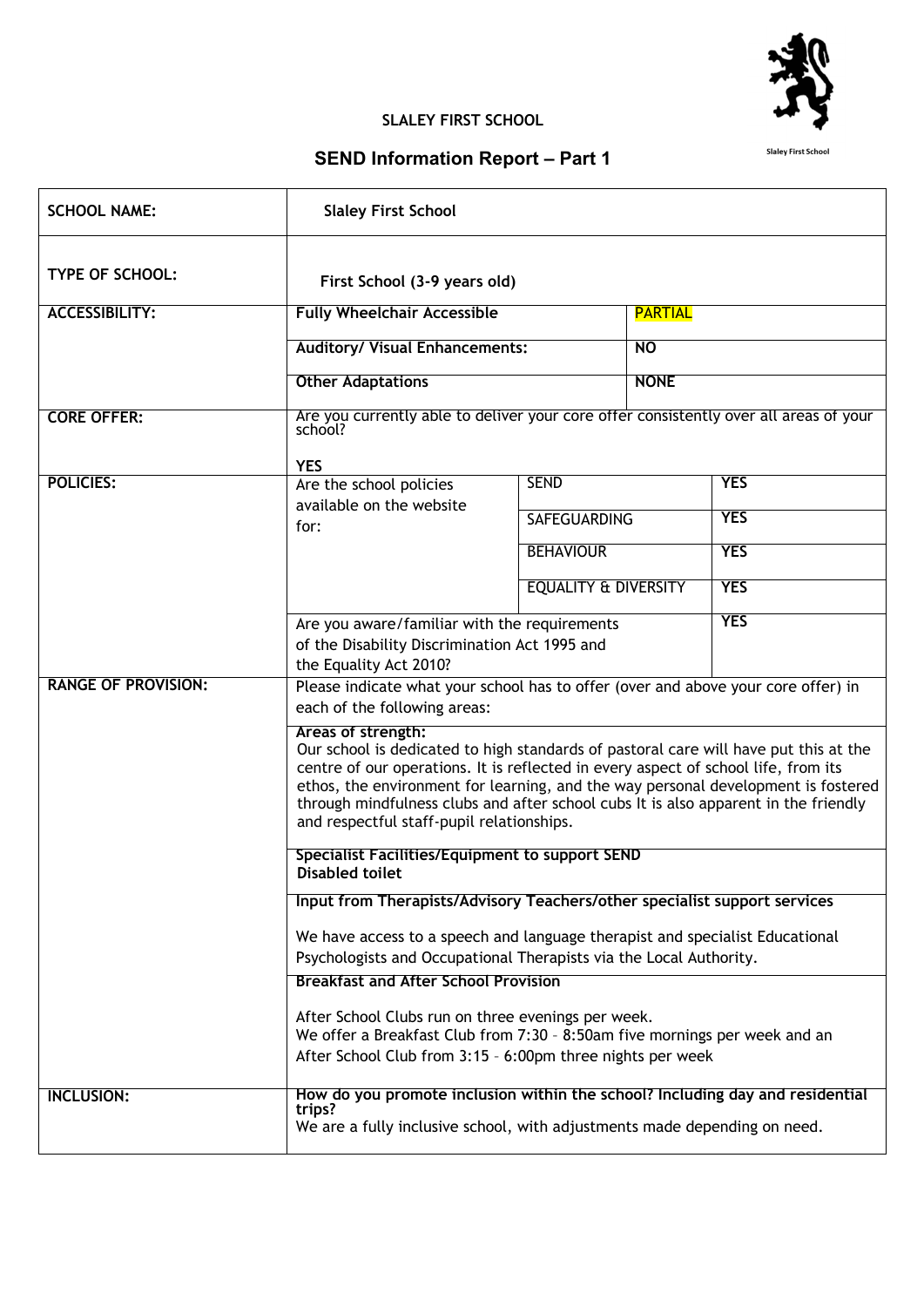**SLALEY FIRST SCHOOL**

## SEND Information Report – Part 1

| SCHOOL NAME: | Slaley First School | | |
|---|---|---|---|
| TYPE OF SCHOOL: | First School (3-9 years old) | | |
| ACCESSIBILITY: | Fully Wheelchair Accessible | PARTIAL | |
| | Auditory/ Visual Enhancements: | NO | |
| | Other Adaptations | NONE | |
| CORE OFFER: | Are you currently able to deliver your core offer consistently over all areas of your school?<br><br>YES | | |
| POLICIES: | Are the school policies available on the website for: | SEND | YES |
| | | SAFEGUARDING | YES |
| | | BEHAVIOUR | YES |
| | | EQUALITY & DIVERSITY | YES |
| | Are you aware/familiar with the requirements of the Disability Discrimination Act 1995 and the Equality Act 2010? | | YES |
| RANGE OF PROVISION: | Please indicate what your school has to offer (over and above your core offer) in each of the following areas: | | |
| | **Areas of strength:**<br>Our school is dedicated to high standards of pastoral care will have put this at the centre of our operations. It is reflected in every aspect of school life, from its ethos, the environment for learning, and the way personal development is fostered through mindfulness clubs and after school cubs It is also apparent in the friendly and respectful staff-pupil relationships. | | |
| | **Specialist Facilities/Equipment to support SEND**<br>**Disabled toilet** | | |
| | **Input from Therapists/Advisory Teachers/other specialist support services**<br><br>We have access to a speech and language therapist and specialist Educational Psychologists and Occupational Therapists via the Local Authority. | | |
| | **Breakfast and After School Provision**<br><br>After School Clubs run on three evenings per week.<br>We offer a Breakfast Club from 7:30 – 8:50am five mornings per week and an After School Club from 3:15 – 6:00pm three nights per week | | |
| INCLUSION: | **How do you promote inclusion within the school? Including day and residential trips?**<br>We are a fully inclusive school, with adjustments made depending on need. | | |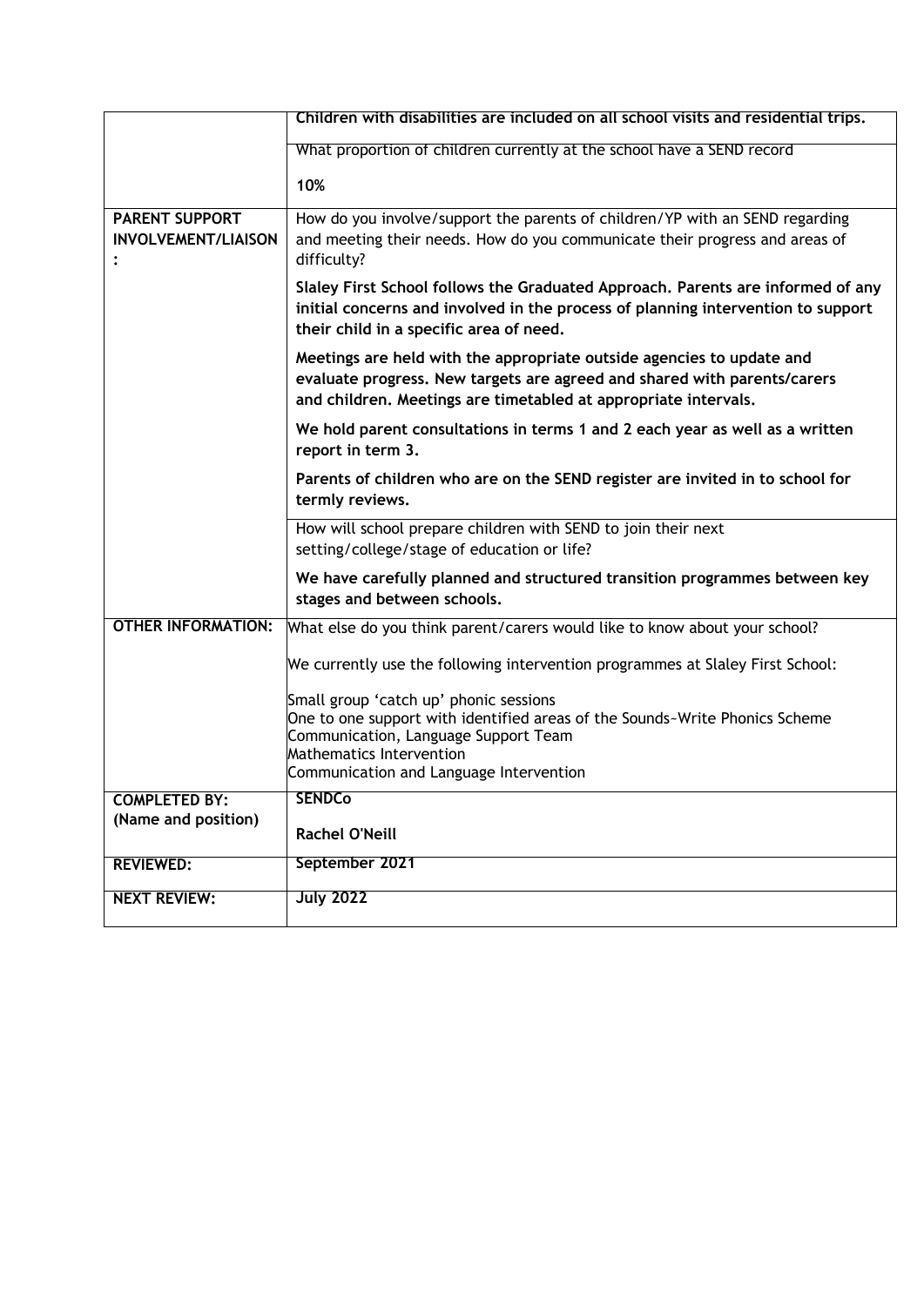| | |
|---|---|
| | **Children with disabilities are included on all school visits and residential trips.** |
| | What proportion of children currently at the school have a SEND record<br><br>**10%** |
| **PARENT SUPPORT INVOLVEMENT/LIAISON :** | How do you involve/support the parents of children/YP with an SEND regarding and meeting their needs. How do you communicate their progress and areas of difficulty?<br><br>**Slaley First School follows the Graduated Approach. Parents are informed of any initial concerns and involved in the process of planning intervention to support their child in a specific area of need.**<br><br>**Meetings are held with the appropriate outside agencies to update and evaluate progress. New targets are agreed and shared with parents/carers and children. Meetings are timetabled at appropriate intervals.**<br><br>**We hold parent consultations in terms 1 and 2 each year as well as a written report in term 3.**<br><br>**Parents of children who are on the SEND register are invited in to school for termly reviews.** |
| | How will school prepare children with SEND to join their next setting/college/stage of education or life?<br><br>**We have carefully planned and structured transition programmes between key stages and between schools.** |
| **OTHER INFORMATION:** | What else do you think parent/carers would like to know about your school?<br><br>We currently use the following intervention programmes at Slaley First School:<br><br>Small group 'catch up' phonic sessions<br>One to one support with identified areas of the Sounds~Write Phonics Scheme<br>Communication, Language Support Team<br>Mathematics Intervention<br>Communication and Language Intervention |
| **COMPLETED BY: (Name and position)** | **SENDCo**<br><br>**Rachel O'Neill** |
| **REVIEWED:** | **September 2021** |
| **NEXT REVIEW:** | **July 2022** |